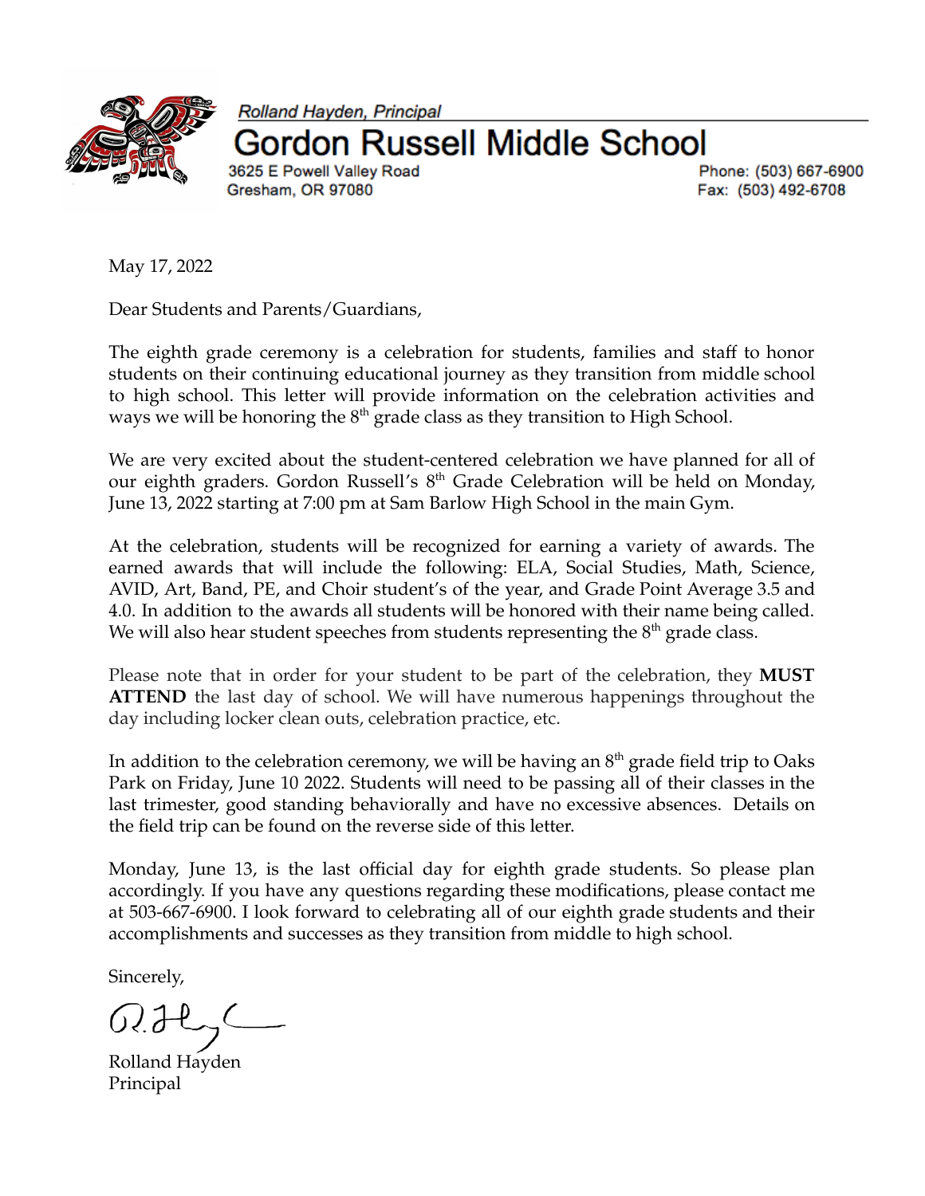Rolland Hayden, Principal

# Gordon Russell Middle School

3625 E Powell Valley Road
Gresham, OR 97080

Phone: (503) 667-6900
Fax: (503) 492-6708

May 17, 2022

Dear Students and Parents/Guardians,

The eighth grade ceremony is a celebration for students, families and staff to honor students on their continuing educational journey as they transition from middle school to high school. This letter will provide information on the celebration activities and ways we will be honoring the 8th grade class as they transition to High School.

We are very excited about the student-centered celebration we have planned for all of our eighth graders. Gordon Russell's 8th Grade Celebration will be held on Monday, June 13, 2022 starting at 7:00 pm at Sam Barlow High School in the main Gym.

At the celebration, students will be recognized for earning a variety of awards. The earned awards that will include the following: ELA, Social Studies, Math, Science, AVID, Art, Band, PE, and Choir student's of the year, and Grade Point Average 3.5 and 4.0. In addition to the awards all students will be honored with their name being called. We will also hear student speeches from students representing the 8th grade class.

Please note that in order for your student to be part of the celebration, they **MUST ATTEND** the last day of school. We will have numerous happenings throughout the day including locker clean outs, celebration practice, etc.

In addition to the celebration ceremony, we will be having an 8th grade field trip to Oaks Park on Friday, June 10 2022. Students will need to be passing all of their classes in the last trimester, good standing behaviorally and have no excessive absences. Details on the field trip can be found on the reverse side of this letter.

Monday, June 13, is the last official day for eighth grade students. So please plan accordingly. If you have any questions regarding these modifications, please contact me at 503-667-6900. I look forward to celebrating all of our eighth grade students and their accomplishments and successes as they transition from middle to high school.

Sincerely,

Rolland Hayden
Principal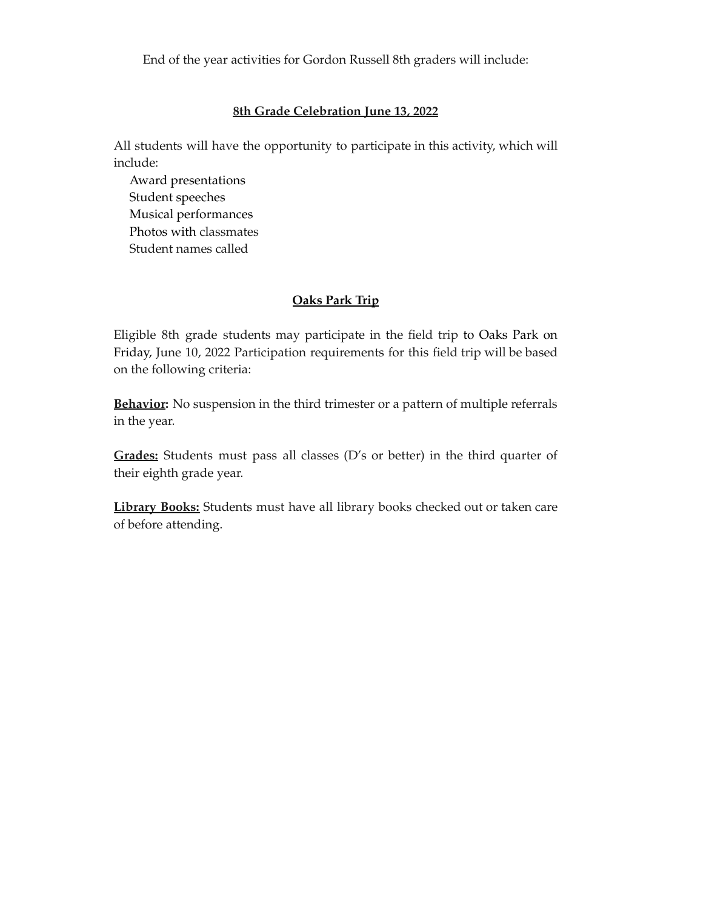End of the year activities for Gordon Russell 8th graders will include:

## 8th Grade Celebration June 13, 2022

All students will have the opportunity to participate in this activity, which will include:

- Award presentations
- Student speeches
- Musical performances
- Photos with classmates
- Student names called

## Oaks Park Trip

Eligible 8th grade students may participate in the field trip to Oaks Park on Friday, June 10, 2022 Participation requirements for this field trip will be based on the following criteria:

**Behavior:** No suspension in the third trimester or a pattern of multiple referrals in the year.

**Grades:** Students must pass all classes (D's or better) in the third quarter of their eighth grade year.

**Library Books:** Students must have all library books checked out or taken care of before attending.